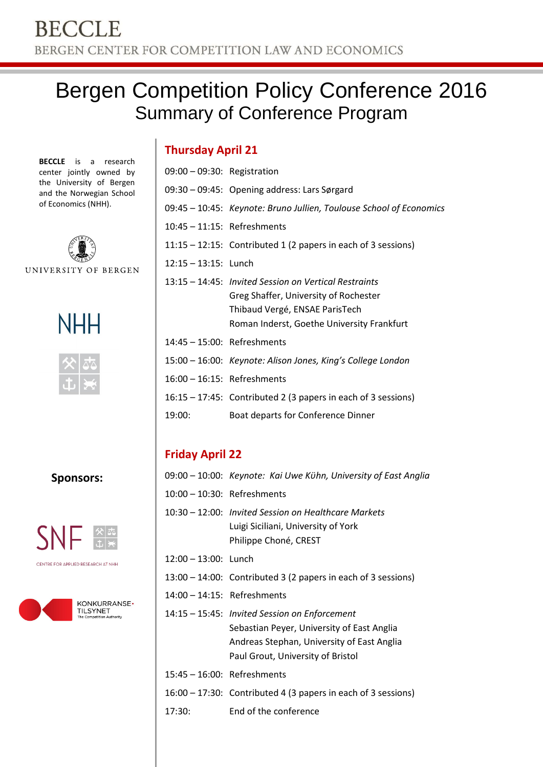# BECCLE

BERGEN CENTER FOR COMPETITION LAW AND ECONOMICS

# Bergen Competition Policy Conference 2016

## Summary of Conference Program

**BECCLE** is a research center jointly owned by the University of Bergen and the Norwegian School of Economics (NHH).

UNIVERSITY OF BERGEN

NHH

**Sponsors:**

SNF

CENTRE FOR APPLIED RESEARCH AT NHH

KONKURRANSE-TILSYNET

The Competition Authority

### Thursday April 21

09:00 – 09:30: Registration

09:30 – 09:45: Opening address: Lars Sørgard

09:45 – 10:45: *Keynote: Bruno Jullien, Toulouse School of Economics*

10:45 – 11:15: Refreshments

11:15 – 12:15: Contributed 1 (2 papers in each of 3 sessions)

12:15 – 13:15: Lunch

13:15 – 14:45: *Invited Session on Vertical Restraints*
Greg Shaffer, University of Rochester
Thibaud Vergé, ENSAE ParisTech
Roman Inderst, Goethe University Frankfurt

14:45 – 15:00: Refreshments

15:00 – 16:00: *Keynote: Alison Jones, King's College London*

16:00 – 16:15: Refreshments

16:15 – 17:45: Contributed 2 (3 papers in each of 3 sessions)

19:00: Boat departs for Conference Dinner

### Friday April 22

09:00 – 10:00: *Keynote: Kai Uwe Kühn, University of East Anglia*

10:00 – 10:30: Refreshments

10:30 – 12:00: *Invited Session on Healthcare Markets*
Luigi Siciliani, University of York
Philippe Choné, CREST

12:00 – 13:00: Lunch

13:00 – 14:00: Contributed 3 (2 papers in each of 3 sessions)

14:00 – 14:15: Refreshments

14:15 – 15:45: *Invited Session on Enforcement*
Sebastian Peyer, University of East Anglia
Andreas Stephan, University of East Anglia
Paul Grout, University of Bristol

15:45 – 16:00: Refreshments

16:00 – 17:30: Contributed 4 (3 papers in each of 3 sessions)

17:30: End of the conference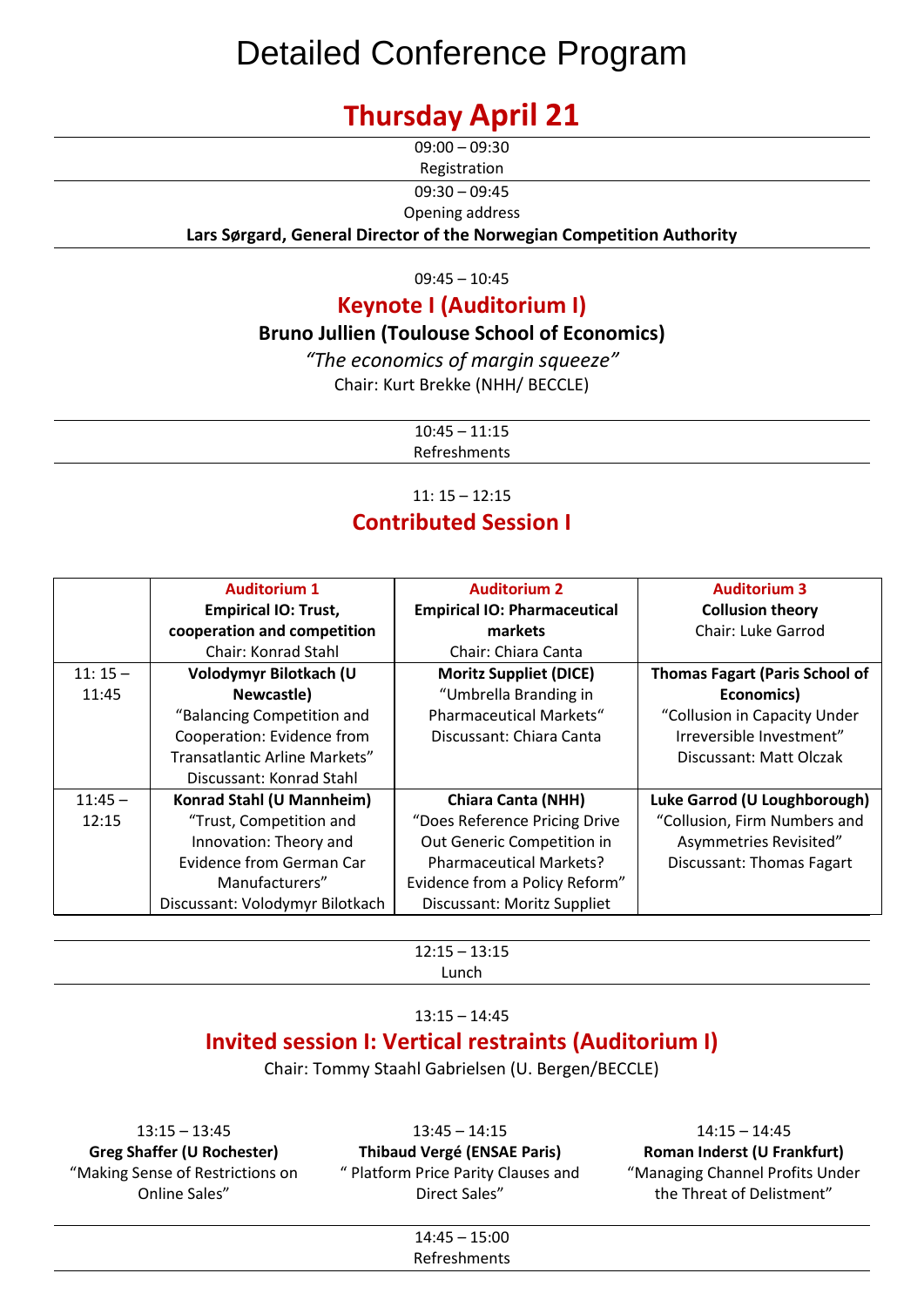# Detailed Conference Program

## Thursday April 21

09:00 – 09:30
Registration

09:30 – 09:45
Opening address
**Lars Sørgard, General Director of the Norwegian Competition Authority**

09:45 – 10:45

### Keynote I (Auditorium I)

**Bruno Jullien (Toulouse School of Economics)**
*"The economics of margin squeeze"*
Chair: Kurt Brekke (NHH/ BECCLE)

10:45 – 11:15
Refreshments

11: 15 – 12:15

### Contributed Session I

| | **Auditorium 1**<br>**Empirical IO: Trust, cooperation and competition**<br>Chair: Konrad Stahl | **Auditorium 2**<br>**Empirical IO: Pharmaceutical markets**<br>Chair: Chiara Canta | **Auditorium 3**<br>**Collusion theory**<br>Chair: Luke Garrod |
|---|---|---|---|
| 11: 15 – 11:45 | **Volodymyr Bilotkach (U Newcastle)**<br>"Balancing Competition and Cooperation: Evidence from Transatlantic Arline Markets"<br>Discussant: Konrad Stahl | **Moritz Suppliet (DICE)**<br>"Umbrella Branding in Pharmaceutical Markets"<br>Discussant: Chiara Canta | **Thomas Fagart (Paris School of Economics)**<br>"Collusion in Capacity Under Irreversible Investment"<br>Discussant: Matt Olczak |
| 11:45 – 12:15 | **Konrad Stahl (U Mannheim)**<br>"Trust, Competition and Innovation: Theory and Evidence from German Car Manufacturers"<br>Discussant: Volodymyr Bilotkach | **Chiara Canta (NHH)**<br>"Does Reference Pricing Drive Out Generic Competition in Pharmaceutical Markets? Evidence from a Policy Reform"<br>Discussant: Moritz Suppliet | **Luke Garrod (U Loughborough)**<br>"Collusion, Firm Numbers and Asymmetries Revisited"<br>Discussant: Thomas Fagart |

12:15 – 13:15
Lunch

13:15 – 14:45

### Invited session I: Vertical restraints (Auditorium I)

Chair: Tommy Staahl Gabrielsen (U. Bergen/BECCLE)

13:15 – 13:45
**Greg Shaffer (U Rochester)**
"Making Sense of Restrictions on Online Sales"

13:45 – 14:15
**Thibaud Vergé (ENSAE Paris)**
" Platform Price Parity Clauses and Direct Sales"

14:15 – 14:45
**Roman Inderst (U Frankfurt)**
"Managing Channel Profits Under the Threat of Delistment"

14:45 – 15:00
Refreshments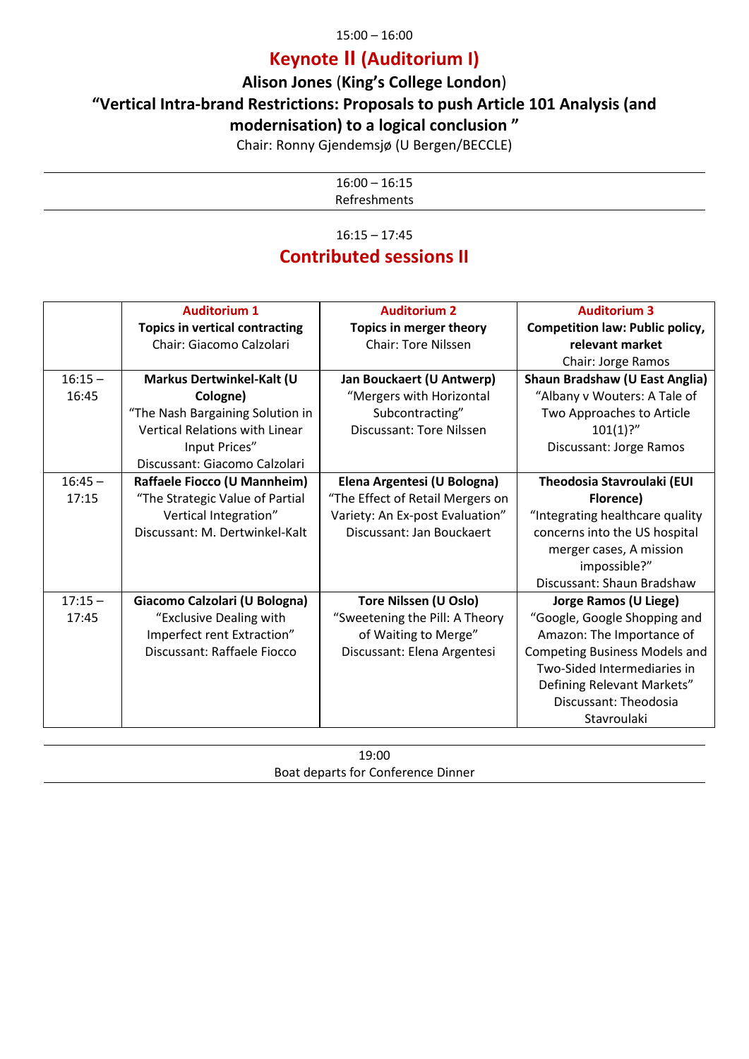15:00 – 16:00

## Keynote II (Auditorium I)

**Alison Jones (King's College London)**

**"Vertical Intra-brand Restrictions: Proposals to push Article 101 Analysis (and modernisation) to a logical conclusion "**

Chair: Ronny Gjendemsjø (U Bergen/BECCLE)

---

16:00 – 16:15
Refreshments

---

16:15 – 17:45

## Contributed sessions II

| | Auditorium 1<br>**Topics in vertical contracting**<br>Chair: Giacomo Calzolari | Auditorium 2<br>**Topics in merger theory**<br>Chair: Tore Nilssen | Auditorium 3<br>**Competition law: Public policy, relevant market**<br>Chair: Jorge Ramos |
|---|---|---|---|
| 16:15 – 16:45 | **Markus Dertwinkel-Kalt (U Cologne)**<br>"The Nash Bargaining Solution in Vertical Relations with Linear Input Prices"<br>Discussant: Giacomo Calzolari | **Jan Bouckaert (U Antwerp)**<br>"Mergers with Horizontal Subcontracting"<br>Discussant: Tore Nilssen | **Shaun Bradshaw (U East Anglia)**<br>"Albany v Wouters: A Tale of Two Approaches to Article 101(1)?"<br>Discussant: Jorge Ramos |
| 16:45 – 17:15 | **Raffaele Fiocco (U Mannheim)**<br>"The Strategic Value of Partial Vertical Integration"<br>Discussant: M. Dertwinkel-Kalt | **Elena Argentesi (U Bologna)**<br>"The Effect of Retail Mergers on Variety: An Ex-post Evaluation"<br>Discussant: Jan Bouckaert | **Theodosia Stavroulaki (EUI Florence)**<br>"Integrating healthcare quality concerns into the US hospital merger cases, A mission impossible?"<br>Discussant: Shaun Bradshaw |
| 17:15 – 17:45 | **Giacomo Calzolari (U Bologna)**<br>"Exclusive Dealing with Imperfect rent Extraction"<br>Discussant: Raffaele Fiocco | **Tore Nilssen (U Oslo)**<br>"Sweetening the Pill: A Theory of Waiting to Merge"<br>Discussant: Elena Argentesi | **Jorge Ramos (U Liege)**<br>"Google, Google Shopping and Amazon: The Importance of Competing Business Models and Two-Sided Intermediaries in Defining Relevant Markets"<br>Discussant: Theodosia Stavroulaki |

---

19:00
Boat departs for Conference Dinner

---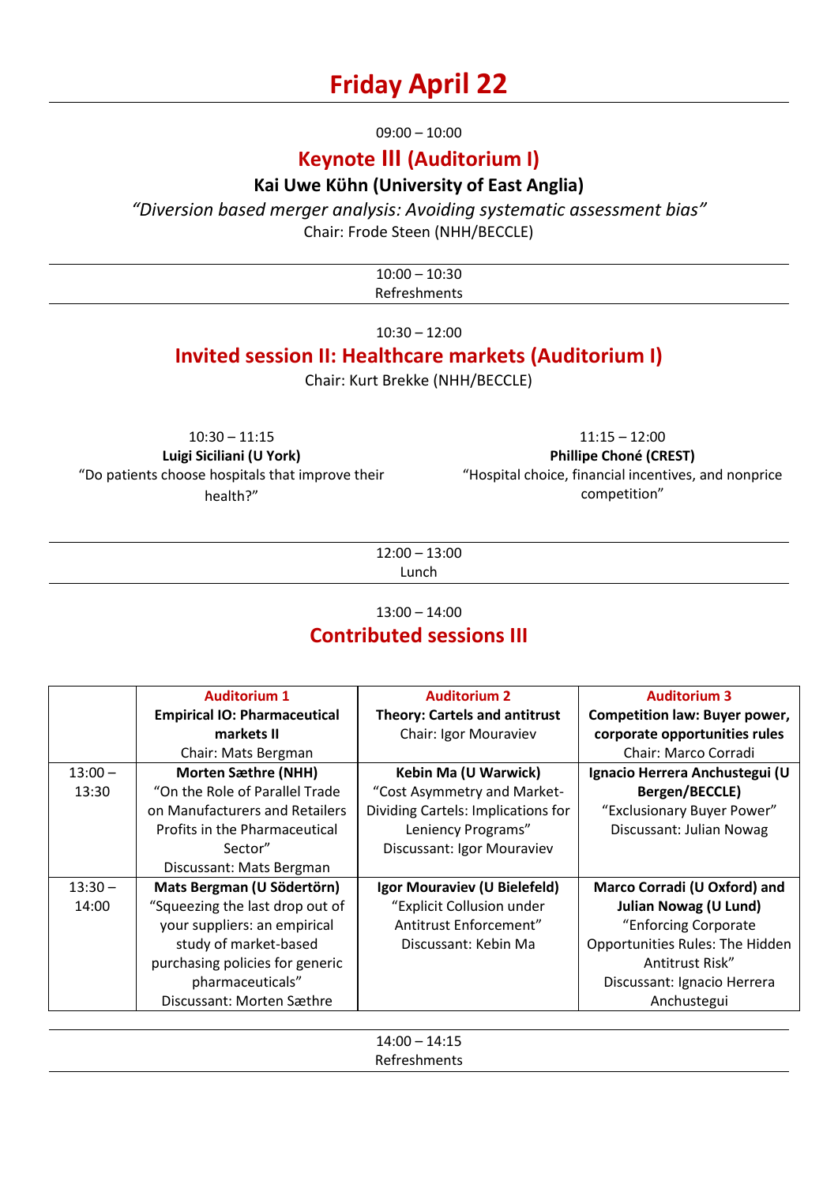# Friday April 22

09:00 – 10:00

## Keynote III (Auditorium I)

**Kai Uwe Kühn (University of East Anglia)**

*"Diversion based merger analysis: Avoiding systematic assessment bias"*

Chair: Frode Steen (NHH/BECCLE)

---

10:00 – 10:30
Refreshments

---

10:30 – 12:00

## Invited session II: Healthcare markets (Auditorium I)

Chair: Kurt Brekke (NHH/BECCLE)

10:30 – 11:15
**Luigi Siciliani (U York)**
"Do patients choose hospitals that improve their health?"

11:15 – 12:00
**Phillipe Choné (CREST)**
"Hospital choice, financial incentives, and nonprice competition"

---

12:00 – 13:00
Lunch

---

13:00 – 14:00

## Contributed sessions III

| | Auditorium 1<br>**Empirical IO: Pharmaceutical markets II**<br>Chair: Mats Bergman | Auditorium 2<br>**Theory: Cartels and antitrust**<br>Chair: Igor Mouraviev | Auditorium 3<br>**Competition law: Buyer power, corporate opportunities rules**<br>Chair: Marco Corradi |
|---|---|---|---|
| 13:00 – 13:30 | **Morten Sæthre (NHH)**<br>"On the Role of Parallel Trade on Manufacturers and Retailers Profits in the Pharmaceutical Sector"<br>Discussant: Mats Bergman | **Kebin Ma (U Warwick)**<br>"Cost Asymmetry and Market-Dividing Cartels: Implications for Leniency Programs"<br>Discussant: Igor Mouraviev | **Ignacio Herrera Anchustegui (U Bergen/BECCLE)**<br>"Exclusionary Buyer Power"<br>Discussant: Julian Nowag |
| 13:30 – 14:00 | **Mats Bergman (U Södertörn)**<br>"Squeezing the last drop out of your suppliers: an empirical study of market-based purchasing policies for generic pharmaceuticals"<br>Discussant: Morten Sæthre | **Igor Mouraviev (U Bielefeld)**<br>"Explicit Collusion under Antitrust Enforcement"<br>Discussant: Kebin Ma | **Marco Corradi (U Oxford) and Julian Nowag (U Lund)**<br>"Enforcing Corporate Opportunities Rules: The Hidden Antitrust Risk"<br>Discussant: Ignacio Herrera Anchustegui |

---

14:00 – 14:15
Refreshments

---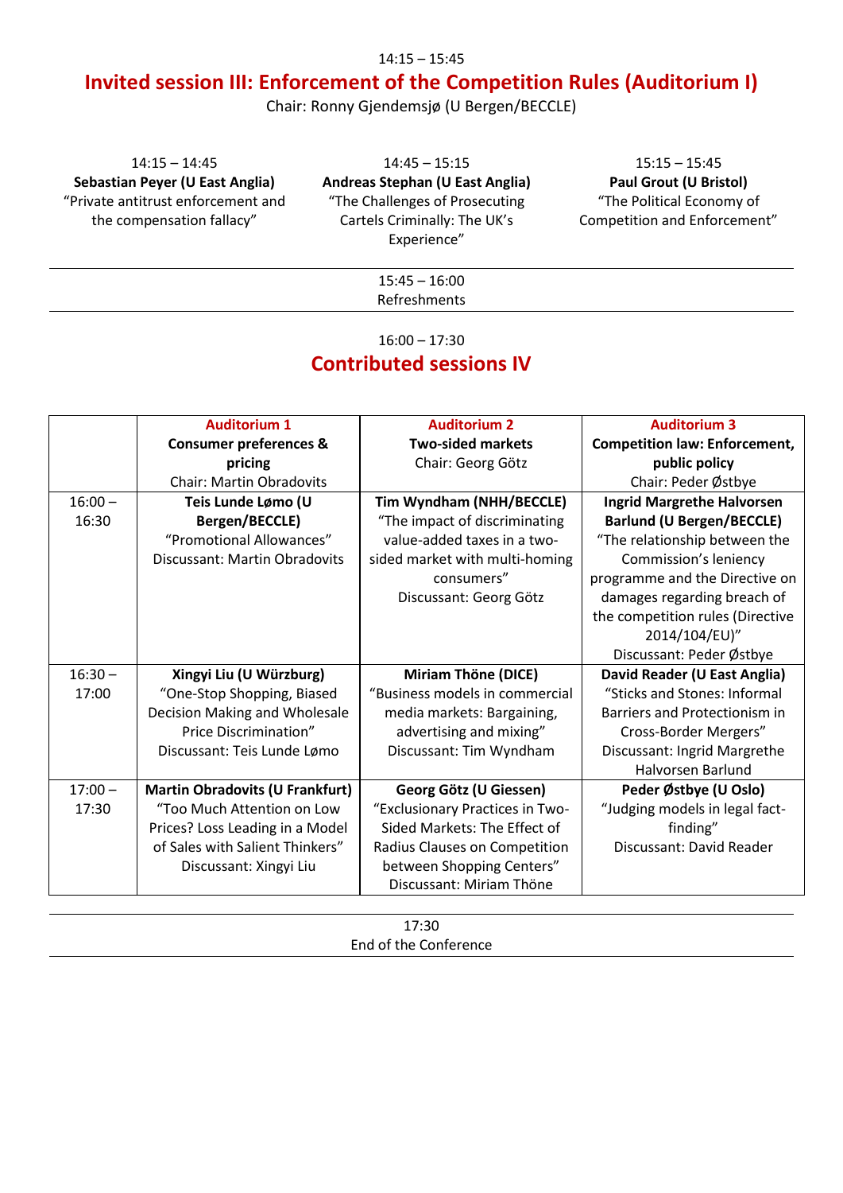14:15 – 15:45

## Invited session III: Enforcement of the Competition Rules (Auditorium I)

Chair: Ronny Gjendemsjø (U Bergen/BECCLE)

14:15 – 14:45
**Sebastian Peyer (U East Anglia)**
"Private antitrust enforcement and the compensation fallacy"

14:45 – 15:15
**Andreas Stephan (U East Anglia)**
"The Challenges of Prosecuting Cartels Criminally: The UK's Experience"

15:15 – 15:45
**Paul Grout (U Bristol)**
"The Political Economy of Competition and Enforcement"

---

15:45 – 16:00
Refreshments

---

16:00 – 17:30

## Contributed sessions IV

| | Auditorium 1<br>**Consumer preferences & pricing**<br>Chair: Martin Obradovits | Auditorium 2<br>**Two-sided markets**<br>Chair: Georg Götz | Auditorium 3<br>**Competition law: Enforcement, public policy**<br>Chair: Peder Østbye |
|---|---|---|---|
| 16:00 – 16:30 | **Teis Lunde Lømo (U Bergen/BECCLE)**<br>"Promotional Allowances"<br>Discussant: Martin Obradovits | **Tim Wyndham (NHH/BECCLE)**<br>"The impact of discriminating value-added taxes in a two-sided market with multi-homing consumers"<br>Discussant: Georg Götz | **Ingrid Margrethe Halvorsen Barlund (U Bergen/BECCLE)**<br>"The relationship between the Commission's leniency programme and the Directive on damages regarding breach of the competition rules (Directive 2014/104/EU)"<br>Discussant: Peder Østbye |
| 16:30 – 17:00 | **Xingyi Liu (U Würzburg)**<br>"One-Stop Shopping, Biased Decision Making and Wholesale Price Discrimination"<br>Discussant: Teis Lunde Lømo | **Miriam Thöne (DICE)**<br>"Business models in commercial media markets: Bargaining, advertising and mixing"<br>Discussant: Tim Wyndham | **David Reader (U East Anglia)**<br>"Sticks and Stones: Informal Barriers and Protectionism in Cross-Border Mergers"<br>Discussant: Ingrid Margrethe Halvorsen Barlund |
| 17:00 – 17:30 | **Martin Obradovits (U Frankfurt)**<br>"Too Much Attention on Low Prices? Loss Leading in a Model of Sales with Salient Thinkers"<br>Discussant: Xingyi Liu | **Georg Götz (U Giessen)**<br>"Exclusionary Practices in Two-Sided Markets: The Effect of Radius Clauses on Competition between Shopping Centers"<br>Discussant: Miriam Thöne | **Peder Østbye (U Oslo)**<br>"Judging models in legal fact-finding"<br>Discussant: David Reader |

---

17:30
End of the Conference

---